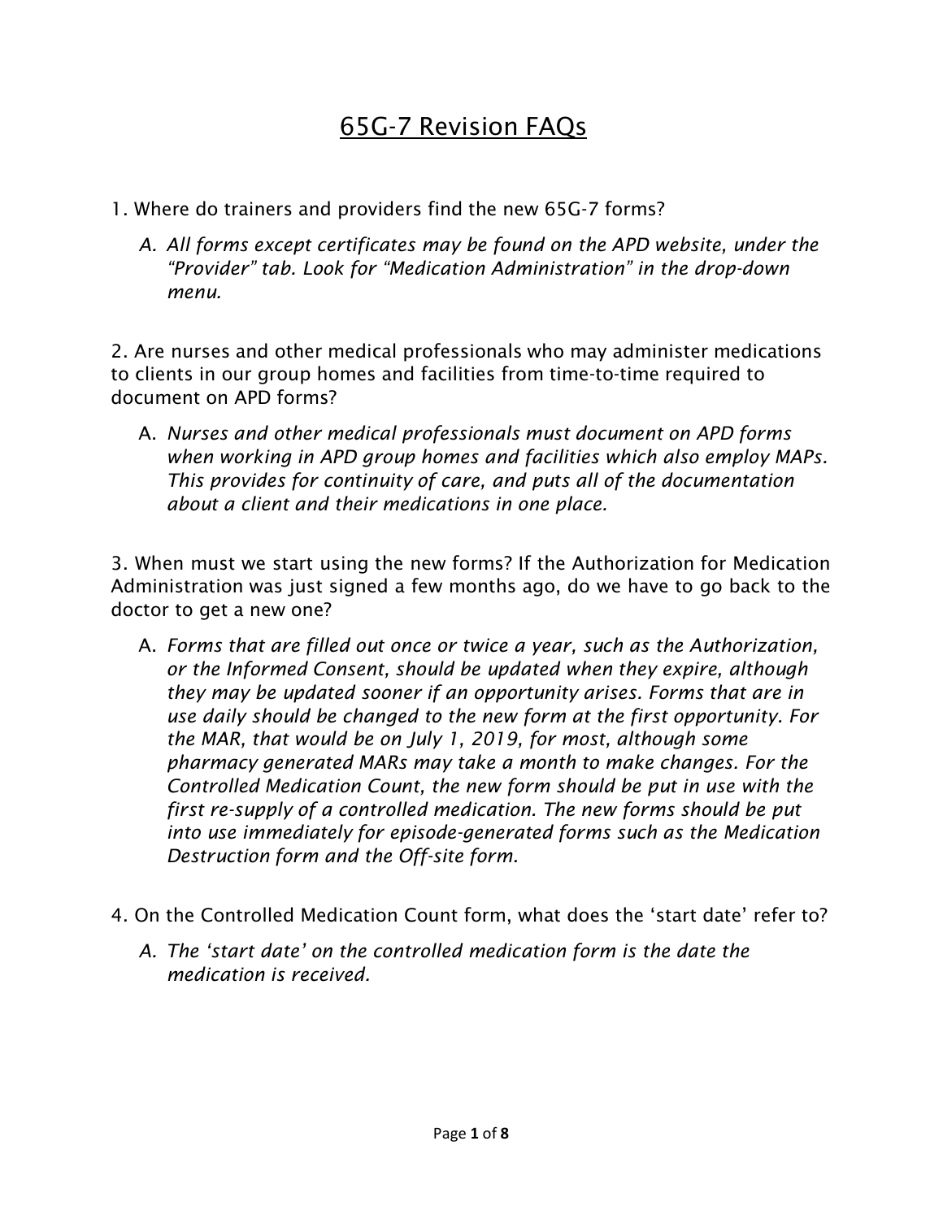# 65G-7 Revision FAQs

1. Where do trainers and providers find the new 65G-7 forms?

   A. *All forms except certificates may be found on the APD website, under the "Provider" tab. Look for "Medication Administration" in the drop-down menu.*

2. Are nurses and other medical professionals who may administer medications to clients in our group homes and facilities from time-to-time required to document on APD forms?

   A. *Nurses and other medical professionals must document on APD forms when working in APD group homes and facilities which also employ MAPs. This provides for continuity of care, and puts all of the documentation about a client and their medications in one place.*

3. When must we start using the new forms? If the Authorization for Medication Administration was just signed a few months ago, do we have to go back to the doctor to get a new one?

   A. *Forms that are filled out once or twice a year, such as the Authorization, or the Informed Consent, should be updated when they expire, although they may be updated sooner if an opportunity arises. Forms that are in use daily should be changed to the new form at the first opportunity. For the MAR, that would be on July 1, 2019, for most, although some pharmacy generated MARs may take a month to make changes. For the Controlled Medication Count, the new form should be put in use with the first re-supply of a controlled medication. The new forms should be put into use immediately for episode-generated forms such as the Medication Destruction form and the Off-site form.*

4. On the Controlled Medication Count form, what does the 'start date' refer to?

   A. *The 'start date' on the controlled medication form is the date the medication is received.*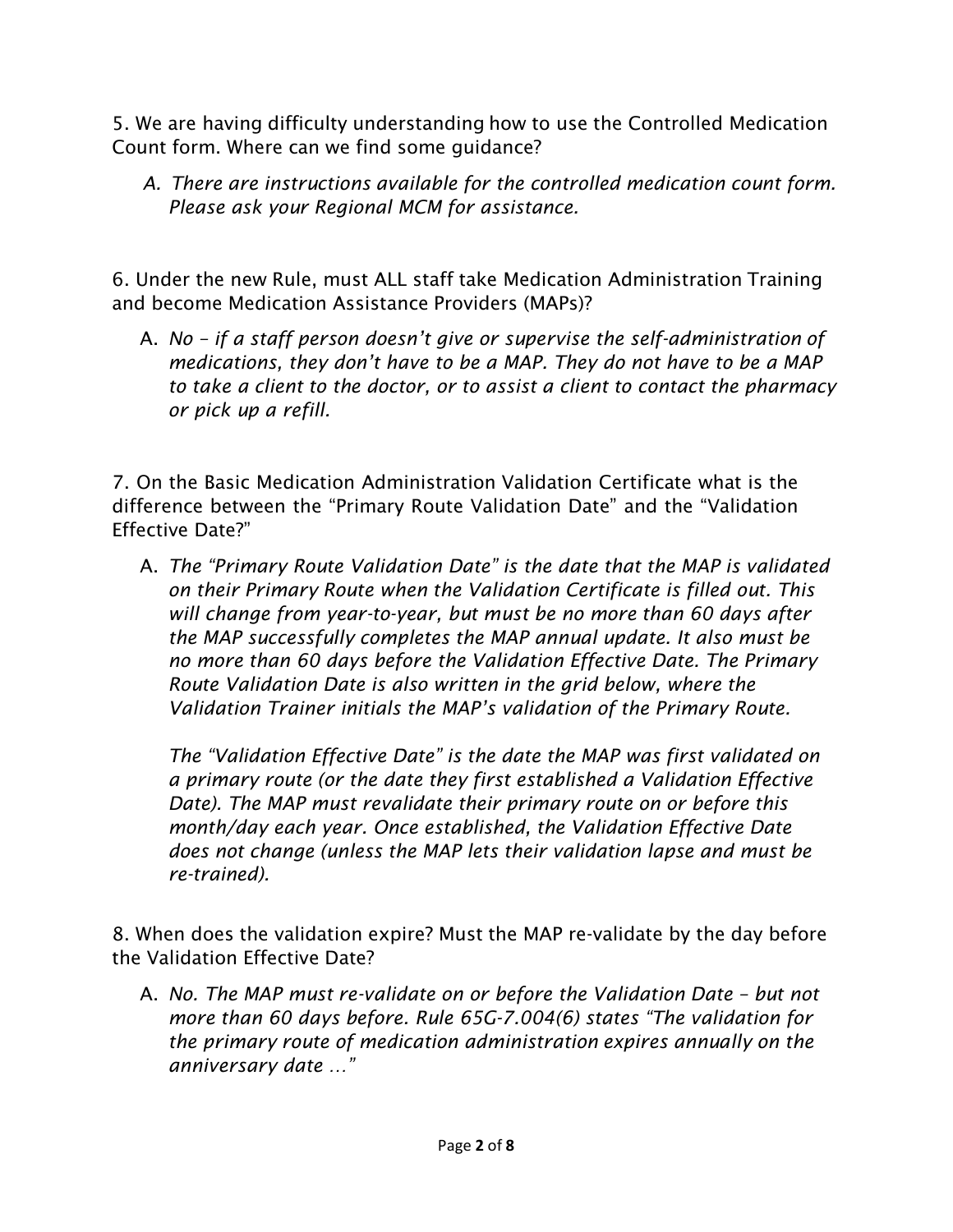5. We are having difficulty understanding how to use the Controlled Medication Count form. Where can we find some guidance?

   A. *There are instructions available for the controlled medication count form. Please ask your Regional MCM for assistance.*

6. Under the new Rule, must ALL staff take Medication Administration Training and become Medication Assistance Providers (MAPs)?

   A. *No – if a staff person doesn't give or supervise the self-administration of medications, they don't have to be a MAP. They do not have to be a MAP to take a client to the doctor, or to assist a client to contact the pharmacy or pick up a refill.*

7. On the Basic Medication Administration Validation Certificate what is the difference between the "Primary Route Validation Date" and the "Validation Effective Date?"

   A. *The "Primary Route Validation Date" is the date that the MAP is validated on their Primary Route when the Validation Certificate is filled out. This will change from year-to-year, but must be no more than 60 days after the MAP successfully completes the MAP annual update. It also must be no more than 60 days before the Validation Effective Date. The Primary Route Validation Date is also written in the grid below, where the Validation Trainer initials the MAP's validation of the Primary Route.*

   *The "Validation Effective Date" is the date the MAP was first validated on a primary route (or the date they first established a Validation Effective Date). The MAP must revalidate their primary route on or before this month/day each year. Once established, the Validation Effective Date does not change (unless the MAP lets their validation lapse and must be re-trained).*

8. When does the validation expire? Must the MAP re-validate by the day before the Validation Effective Date?

   A. *No. The MAP must re-validate on or before the Validation Date – but not more than 60 days before. Rule 65G-7.004(6) states "The validation for the primary route of medication administration expires annually on the anniversary date …"*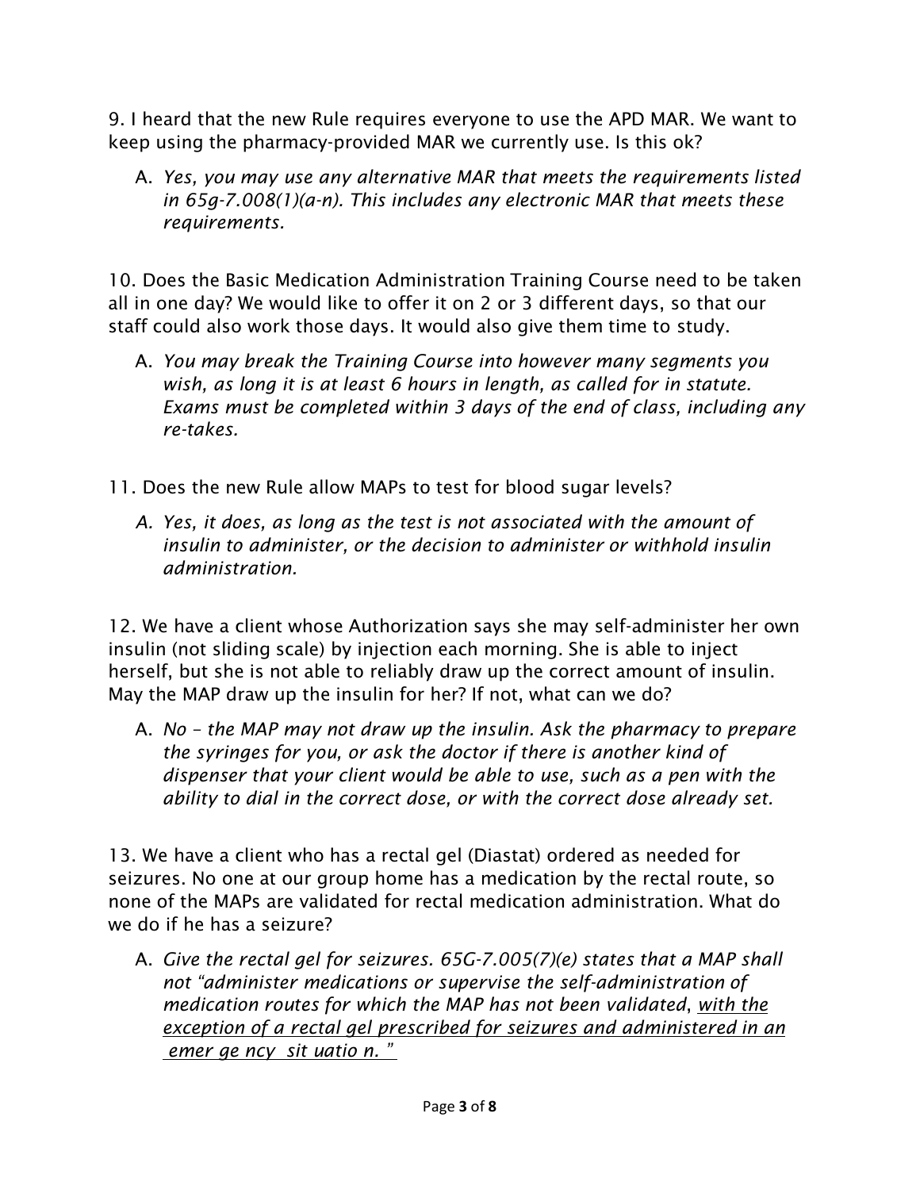9. I heard that the new Rule requires everyone to use the APD MAR. We want to keep using the pharmacy-provided MAR we currently use. Is this ok?

A. *Yes, you may use any alternative MAR that meets the requirements listed in 65g-7.008(1)(a-n). This includes any electronic MAR that meets these requirements.*

10. Does the Basic Medication Administration Training Course need to be taken all in one day? We would like to offer it on 2 or 3 different days, so that our staff could also work those days. It would also give them time to study.

A. *You may break the Training Course into however many segments you wish, as long it is at least 6 hours in length, as called for in statute. Exams must be completed within 3 days of the end of class, including any re-takes.*

11. Does the new Rule allow MAPs to test for blood sugar levels?

A. *Yes, it does, as long as the test is not associated with the amount of insulin to administer, or the decision to administer or withhold insulin administration.*

12. We have a client whose Authorization says she may self-administer her own insulin (not sliding scale) by injection each morning. She is able to inject herself, but she is not able to reliably draw up the correct amount of insulin. May the MAP draw up the insulin for her? If not, what can we do?

A. *No – the MAP may not draw up the insulin. Ask the pharmacy to prepare the syringes for you, or ask the doctor if there is another kind of dispenser that your client would be able to use, such as a pen with the ability to dial in the correct dose, or with the correct dose already set.*

13. We have a client who has a rectal gel (Diastat) ordered as needed for seizures. No one at our group home has a medication by the rectal route, so none of the MAPs are validated for rectal medication administration. What do we do if he has a seizure?

A. *Give the rectal gel for seizures. 65G-7.005(7)(e) states that a MAP shall not "administer medications or supervise the self-administration of medication routes for which the MAP has not been validated, <u>with the exception of a rectal gel prescribed for seizures and administered in an emergency situation.</u>"*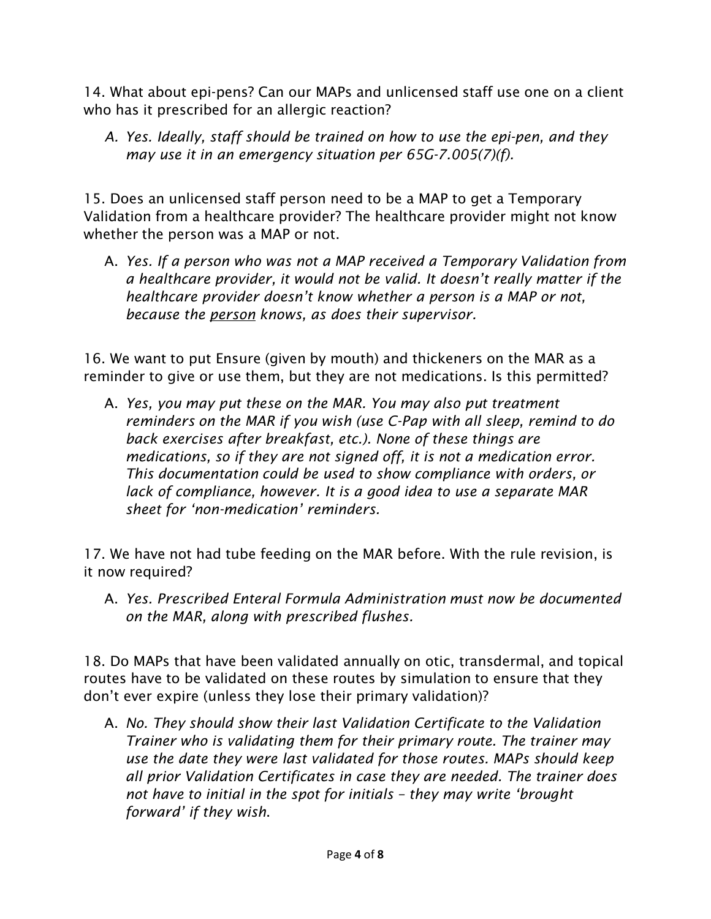14. What about epi-pens? Can our MAPs and unlicensed staff use one on a client who has it prescribed for an allergic reaction?

   A. *Yes. Ideally, staff should be trained on how to use the epi-pen, and they may use it in an emergency situation per 65G-7.005(7)(f).*

15. Does an unlicensed staff person need to be a MAP to get a Temporary Validation from a healthcare provider? The healthcare provider might not know whether the person was a MAP or not.

   A. *Yes. If a person who was not a MAP received a Temporary Validation from a healthcare provider, it would not be valid. It doesn't really matter if the healthcare provider doesn't know whether a person is a MAP or not, because the <u>person</u> knows, as does their supervisor.*

16. We want to put Ensure (given by mouth) and thickeners on the MAR as a reminder to give or use them, but they are not medications. Is this permitted?

   A. *Yes, you may put these on the MAR. You may also put treatment reminders on the MAR if you wish (use C-Pap with all sleep, remind to do back exercises after breakfast, etc.). None of these things are medications, so if they are not signed off, it is not a medication error. This documentation could be used to show compliance with orders, or lack of compliance, however. It is a good idea to use a separate MAR sheet for 'non-medication' reminders.*

17. We have not had tube feeding on the MAR before. With the rule revision, is it now required?

   A. *Yes. Prescribed Enteral Formula Administration must now be documented on the MAR, along with prescribed flushes.*

18. Do MAPs that have been validated annually on otic, transdermal, and topical routes have to be validated on these routes by simulation to ensure that they don't ever expire (unless they lose their primary validation)?

   A. *No. They should show their last Validation Certificate to the Validation Trainer who is validating them for their primary route. The trainer may use the date they were last validated for those routes. MAPs should keep all prior Validation Certificates in case they are needed. The trainer does not have to initial in the spot for initials – they may write 'brought forward' if they wish.*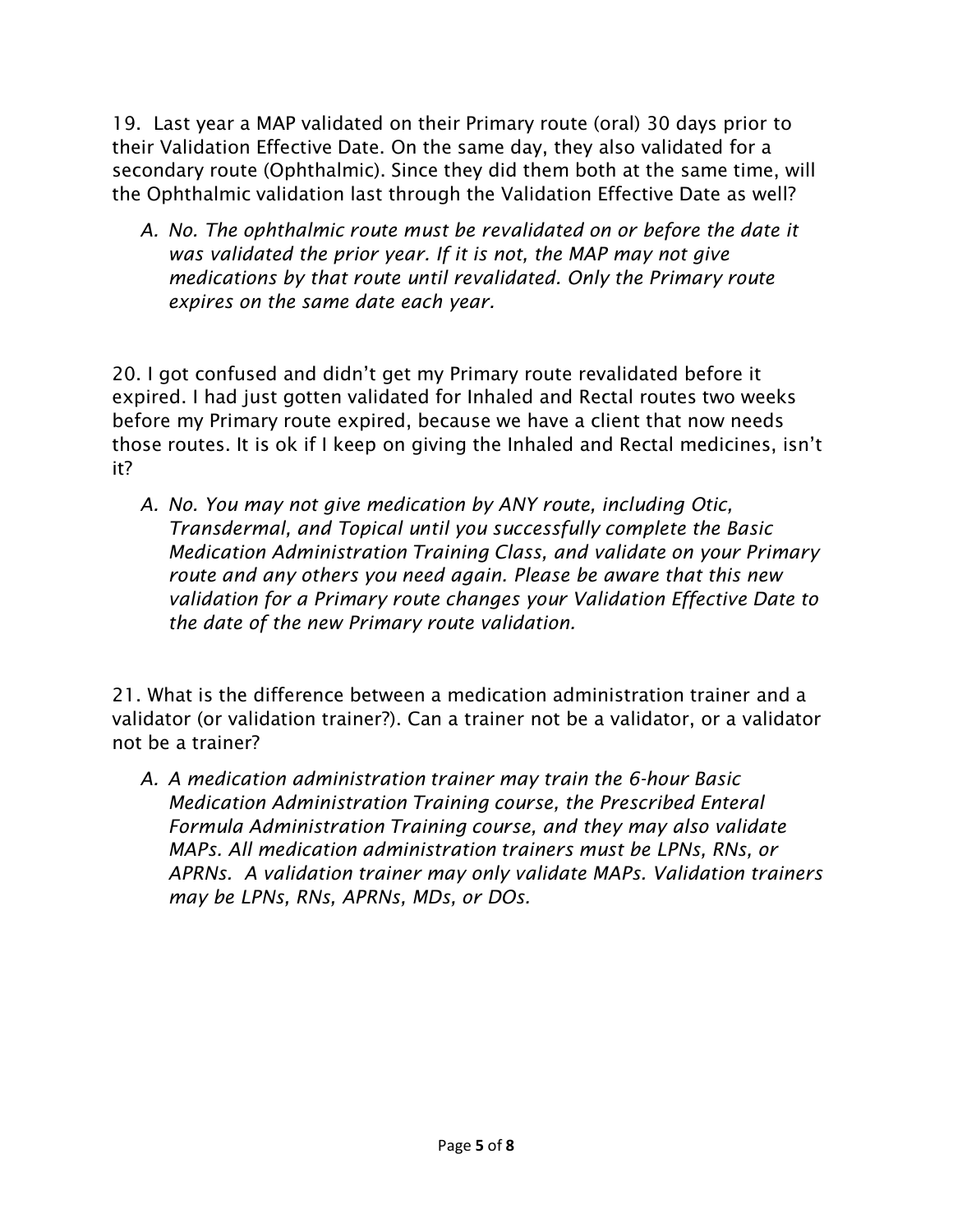19. Last year a MAP validated on their Primary route (oral) 30 days prior to their Validation Effective Date. On the same day, they also validated for a secondary route (Ophthalmic). Since they did them both at the same time, will the Ophthalmic validation last through the Validation Effective Date as well?

*A. No. The ophthalmic route must be revalidated on or before the date it was validated the prior year. If it is not, the MAP may not give medications by that route until revalidated. Only the Primary route expires on the same date each year.*

20. I got confused and didn't get my Primary route revalidated before it expired. I had just gotten validated for Inhaled and Rectal routes two weeks before my Primary route expired, because we have a client that now needs those routes. It is ok if I keep on giving the Inhaled and Rectal medicines, isn't it?

*A. No. You may not give medication by ANY route, including Otic, Transdermal, and Topical until you successfully complete the Basic Medication Administration Training Class, and validate on your Primary route and any others you need again. Please be aware that this new validation for a Primary route changes your Validation Effective Date to the date of the new Primary route validation.*

21. What is the difference between a medication administration trainer and a validator (or validation trainer?). Can a trainer not be a validator, or a validator not be a trainer?

*A. A medication administration trainer may train the 6-hour Basic Medication Administration Training course, the Prescribed Enteral Formula Administration Training course, and they may also validate MAPs. All medication administration trainers must be LPNs, RNs, or APRNs. A validation trainer may only validate MAPs. Validation trainers may be LPNs, RNs, APRNs, MDs, or DOs.*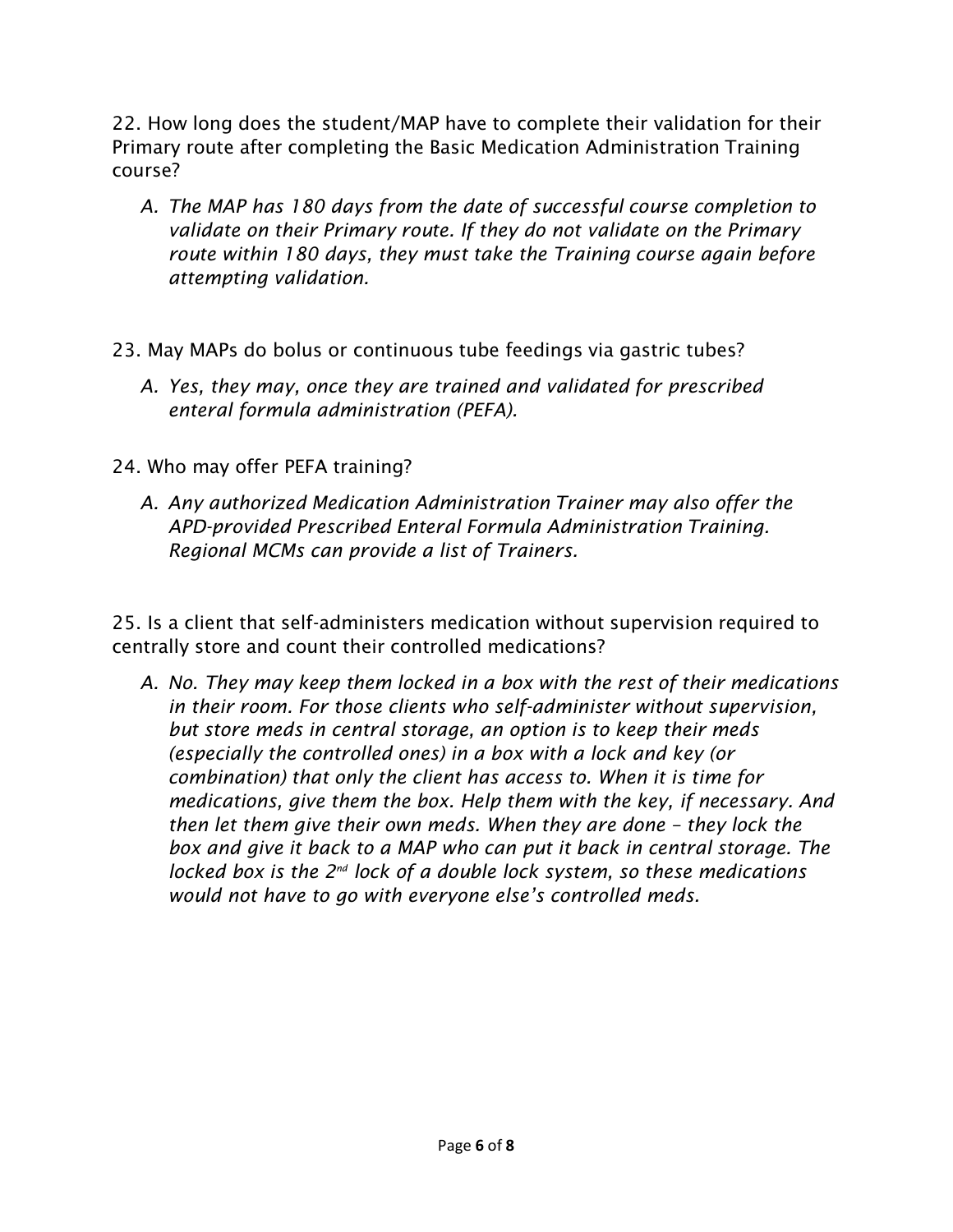22. How long does the student/MAP have to complete their validation for their Primary route after completing the Basic Medication Administration Training course?

*A. The MAP has 180 days from the date of successful course completion to validate on their Primary route. If they do not validate on the Primary route within 180 days, they must take the Training course again before attempting validation.*

23. May MAPs do bolus or continuous tube feedings via gastric tubes?

*A. Yes, they may, once they are trained and validated for prescribed enteral formula administration (PEFA).*

24. Who may offer PEFA training?

*A. Any authorized Medication Administration Trainer may also offer the APD-provided Prescribed Enteral Formula Administration Training. Regional MCMs can provide a list of Trainers.*

25. Is a client that self-administers medication without supervision required to centrally store and count their controlled medications?

*A. No. They may keep them locked in a box with the rest of their medications in their room. For those clients who self-administer without supervision, but store meds in central storage, an option is to keep their meds (especially the controlled ones) in a box with a lock and key (or combination) that only the client has access to. When it is time for medications, give them the box. Help them with the key, if necessary. And then let them give their own meds. When they are done – they lock the box and give it back to a MAP who can put it back in central storage. The locked box is the 2nd lock of a double lock system, so these medications would not have to go with everyone else's controlled meds.*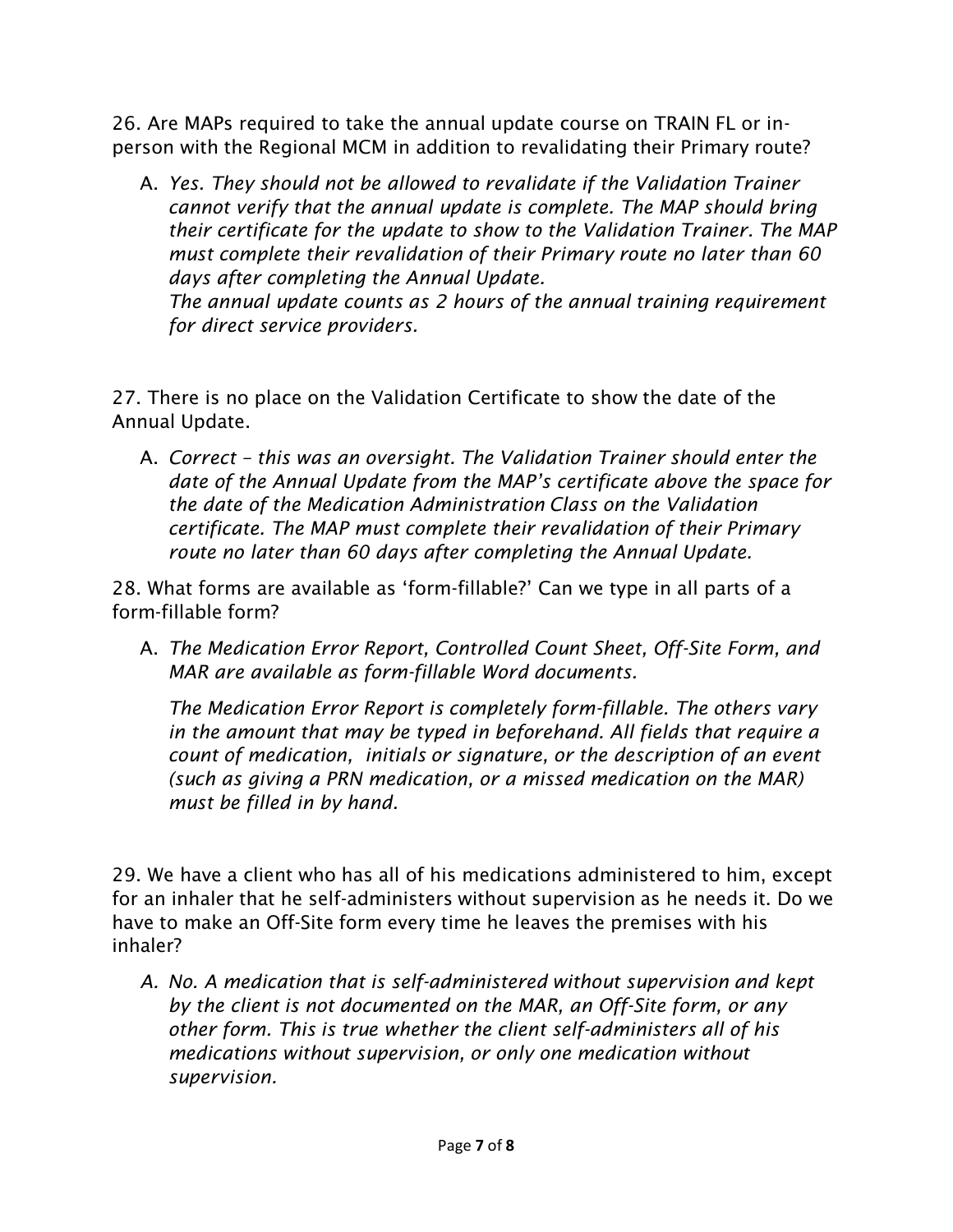26. Are MAPs required to take the annual update course on TRAIN FL or in-person with the Regional MCM in addition to revalidating their Primary route?

A. *Yes. They should not be allowed to revalidate if the Validation Trainer cannot verify that the annual update is complete. The MAP should bring their certificate for the update to show to the Validation Trainer. The MAP must complete their revalidation of their Primary route no later than 60 days after completing the Annual Update.*
   *The annual update counts as 2 hours of the annual training requirement for direct service providers.*

27. There is no place on the Validation Certificate to show the date of the Annual Update.

A. *Correct – this was an oversight. The Validation Trainer should enter the date of the Annual Update from the MAP's certificate above the space for the date of the Medication Administration Class on the Validation certificate. The MAP must complete their revalidation of their Primary route no later than 60 days after completing the Annual Update.*

28. What forms are available as 'form-fillable?' Can we type in all parts of a form-fillable form?

A. *The Medication Error Report, Controlled Count Sheet, Off-Site Form, and MAR are available as form-fillable Word documents.*

   *The Medication Error Report is completely form-fillable. The others vary in the amount that may be typed in beforehand. All fields that require a count of medication, initials or signature, or the description of an event (such as giving a PRN medication, or a missed medication on the MAR) must be filled in by hand.*

29. We have a client who has all of his medications administered to him, except for an inhaler that he self-administers without supervision as he needs it. Do we have to make an Off-Site form every time he leaves the premises with his inhaler?

A. *No. A medication that is self-administered without supervision and kept by the client is not documented on the MAR, an Off-Site form, or any other form. This is true whether the client self-administers all of his medications without supervision, or only one medication without supervision.*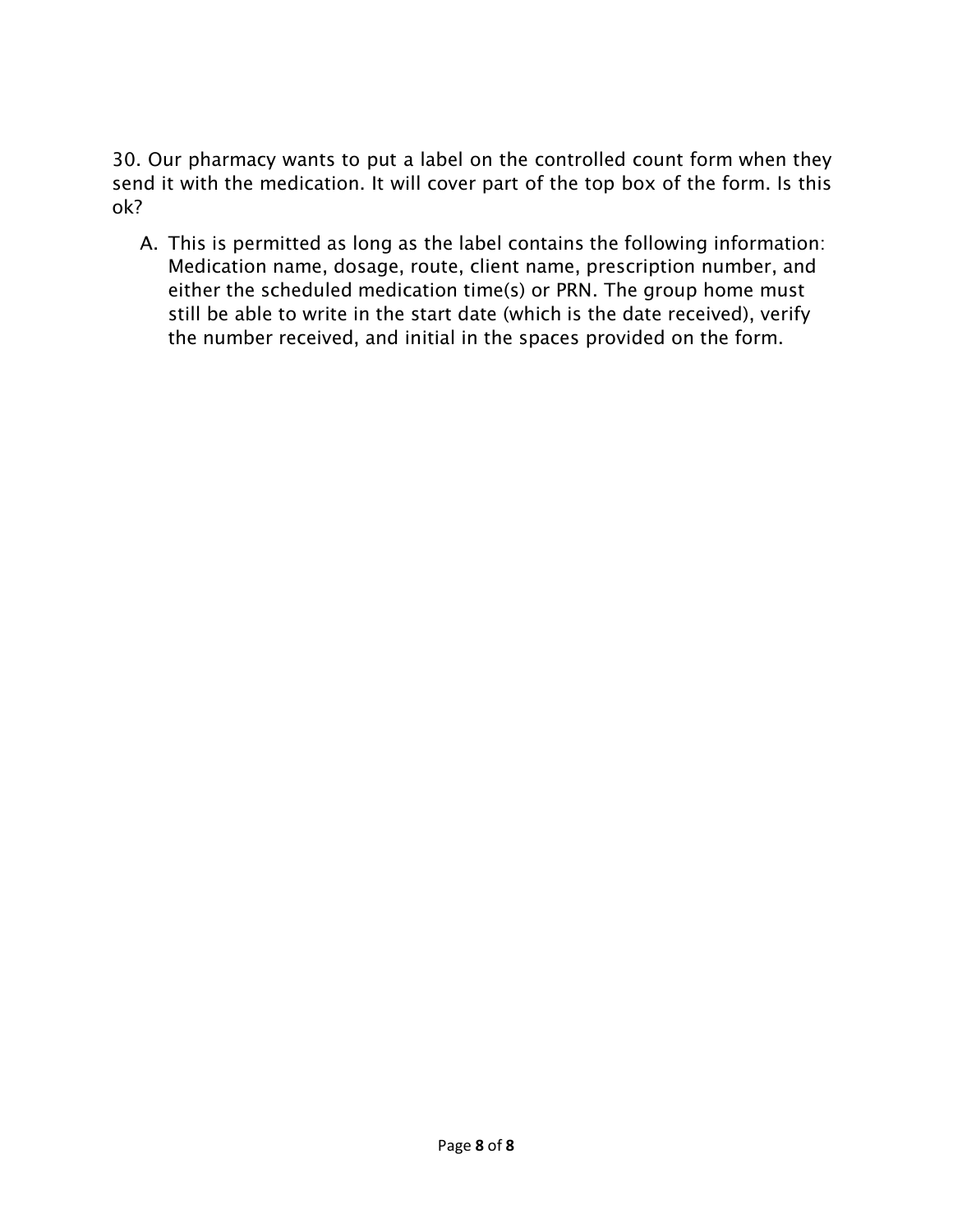30. Our pharmacy wants to put a label on the controlled count form when they send it with the medication. It will cover part of the top box of the form. Is this ok?

A. This is permitted as long as the label contains the following information: Medication name, dosage, route, client name, prescription number, and either the scheduled medication time(s) or PRN. The group home must still be able to write in the start date (which is the date received), verify the number received, and initial in the spaces provided on the form.